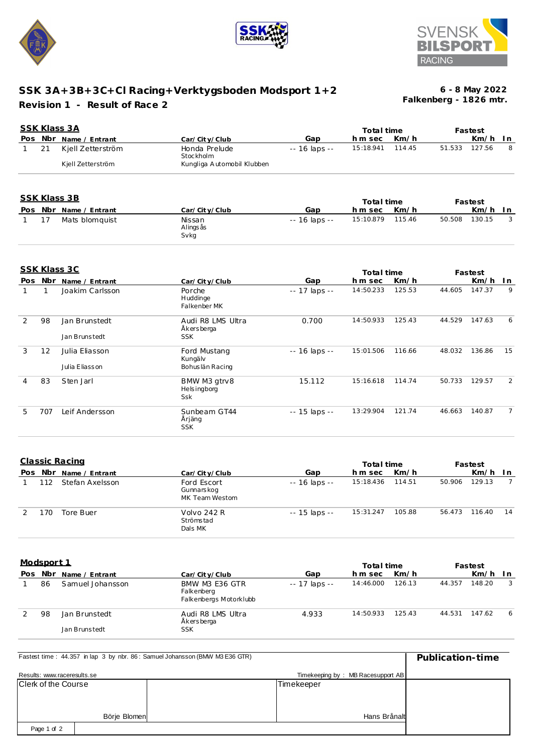# SSK 3A+3B+3C+Cl Racing+Verktygsboden Modsport 1+2

**Revision 1 - Result of Race 2**

**6 - 8 May 2022**
**Falkenberg - 1826 mtr.**

## SSK Klass 3A

| Pos | Nbr | Name / Entrant | Car/City/Club | Gap | Total time h m sec | Km/h | Fastest | Km/h | In |
|---|---|---|---|---|---|---|---|---|---|
| 1 | 21 | Kjell Zetterström<br>Kjell Zetterström | Honda Prelude<br>Stockholm<br>Kungliga Automobil Klubben | -- 16 laps -- | 15:18.941 | 114.45 | 51.533 | 127.56 | 8 |

## SSK Klass 3B

| Pos | Nbr | Name / Entrant | Car/City/Club | Gap | Total time h m sec | Km/h | Fastest | Km/h | In |
|---|---|---|---|---|---|---|---|---|---|
| 1 | 17 | Mats blomquist | Nissan<br>Alingsås<br>Svkg | -- 16 laps -- | 15:10.879 | 115.46 | 50.508 | 130.15 | 3 |

## SSK Klass 3C

| Pos | Nbr | Name / Entrant | Car/City/Club | Gap | Total time h m sec | Km/h | Fastest | Km/h | In |
|---|---|---|---|---|---|---|---|---|---|
| 1 | 1 | Joakim Carlsson | Porche<br>Huddinge<br>Falkenber MK | -- 17 laps -- | 14:50.233 | 125.53 | 44.605 | 147.37 | 9 |
| 2 | 98 | Jan Brunstedt<br>Jan Brunstedt | Audi R8 LMS Ultra<br>Åkersberga<br>SSK | 0.700 | 14:50.933 | 125.43 | 44.529 | 147.63 | 6 |
| 3 | 12 | Julia Eliasson<br>Julia Eliasson | Ford Mustang<br>Kungälv<br>Bohuslän Racing | -- 16 laps -- | 15:01.506 | 116.66 | 48.032 | 136.86 | 15 |
| 4 | 83 | Sten Jarl | BMW M3 gtrv8<br>Helsingborg<br>Ssk | 15.112 | 15:16.618 | 114.74 | 50.733 | 129.57 | 2 |
| 5 | 707 | Leif Andersson | Sunbeam GT44<br>Årjäng<br>SSK | -- 15 laps -- | 13:29.904 | 121.74 | 46.663 | 140.87 | 7 |

## Classic Racing

| Pos | Nbr | Name / Entrant | Car/City/Club | Gap | Total time h m sec | Km/h | Fastest | Km/h | In |
|---|---|---|---|---|---|---|---|---|---|
| 1 | 112 | Stefan Axelsson | Ford Escort<br>Gunnarskog<br>MK Team Westom | -- 16 laps -- | 15:18.436 | 114.51 | 50.906 | 129.13 | 7 |
| 2 | 170 | Tore Buer | Volvo 242 R<br>Strömstad<br>Dals MK | -- 15 laps -- | 15:31.247 | 105.88 | 56.473 | 116.40 | 14 |

## Modsport 1

| Pos | Nbr | Name / Entrant | Car/City/Club | Gap | Total time h m sec | Km/h | Fastest | Km/h | In |
|---|---|---|---|---|---|---|---|---|---|
| 1 | 86 | Samuel Johansson | BMW M3 E36 GTR<br>Falkenberg<br>Falkenbergs Motorklubb | -- 17 laps -- | 14:46.000 | 126.13 | 44.357 | 148.20 | 3 |
| 2 | 98 | Jan Brunstedt<br>Jan Brunstedt | Audi R8 LMS Ultra<br>Åkersberga<br>SSK | 4.933 | 14:50.933 | 125.43 | 44.531 | 147.62 | 6 |

Fastest time : 44.357 in lap 3 by nbr. 86 : Samuel Johansson (BMW M3 E36 GTR)

**Publication-time**

Results: www.raceresults.se

Timekeeping by : MB Racesupport AB

| Clerk of the Course | Timekeeper |
|---|---|
| Börje Blomen | Hans Brånalt |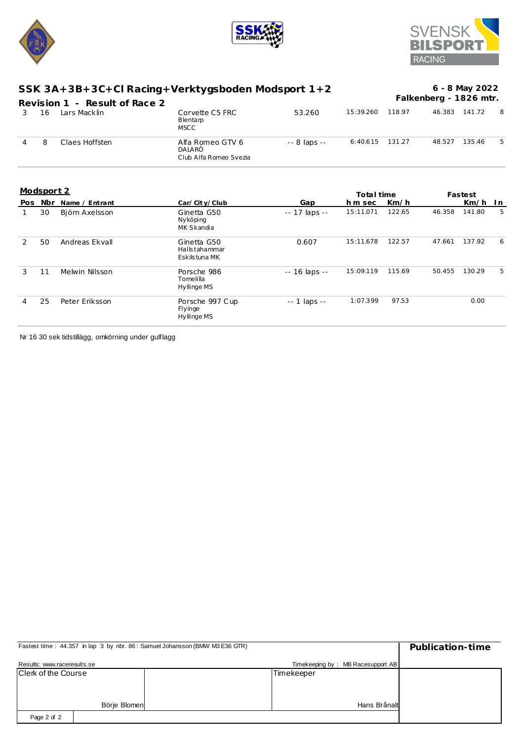## SSK 3A+3B+3C+Cl Racing+Verktygsboden Modsport 1+2

**6 - 8 May 2022**
**Falkenberg - 1826 mtr.**

### Revision 1 - Result of Race 2

| Pos | Nbr | Name / Entrant | Car/City/Club | Gap | Total time h m sec | Km/h | Fastest | Km/h | In |
|---|---|---|---|---|---|---|---|---|---|
| 3 | 16 | Lars Macklin | Corvette C5 FRC<br>Blentarp<br>MSCC | 53.260 | 15:39.260 | 118.97 | 46.383 | 141.72 | 8 |
| 4 | 8 | Claes Hoffsten | Alfa Romeo GTV 6<br>DALARÖ<br>Club Alfa Romeo Svezia | -- 8 laps -- | 6:40.615 | 131.27 | 48.527 | 135.46 | 5 |

### Modsport 2

| Pos | Nbr | Name / Entrant | Car/City/Club | Gap | Total time h m sec | Km/h | Fastest | Km/h | In |
|---|---|---|---|---|---|---|---|---|---|
| 1 | 30 | Björn Axelsson | Ginetta G50<br>Nyköping<br>MK Skandia | -- 17 laps -- | 15:11.071 | 122.65 | 46.358 | 141.80 | 5 |
| 2 | 50 | Andreas Ekvall | Ginetta G50<br>Hallstahammar<br>Eskilstuna MK | 0.607 | 15:11.678 | 122.57 | 47.661 | 137.92 | 6 |
| 3 | 11 | Melwin Nilsson | Porsche 986<br>Tomelilla<br>Hyllinge MS | -- 16 laps -- | 15:09.119 | 115.69 | 50.455 | 130.29 | 5 |
| 4 | 25 | Peter Eriksson | Porsche 997 Cup<br>Flyinge<br>Hyllinge MS | -- 1 laps -- | 1:07.399 | 97.53 | | 0.00 | |

Nr 16 30 sek tidstillägg, omkörning under gulflagg

Fastest time : 44.357 in lap 3 by nbr. 86 : Samuel Johansson (BMW M3 E36 GTR)

**Publication-time**

Results: www.raceresults.se

Timekeeping by : MB Racesupport AB

| Clerk of the Course | Timekeeper |
|---|---|
| Börje Blomen | Hans Brånalt |